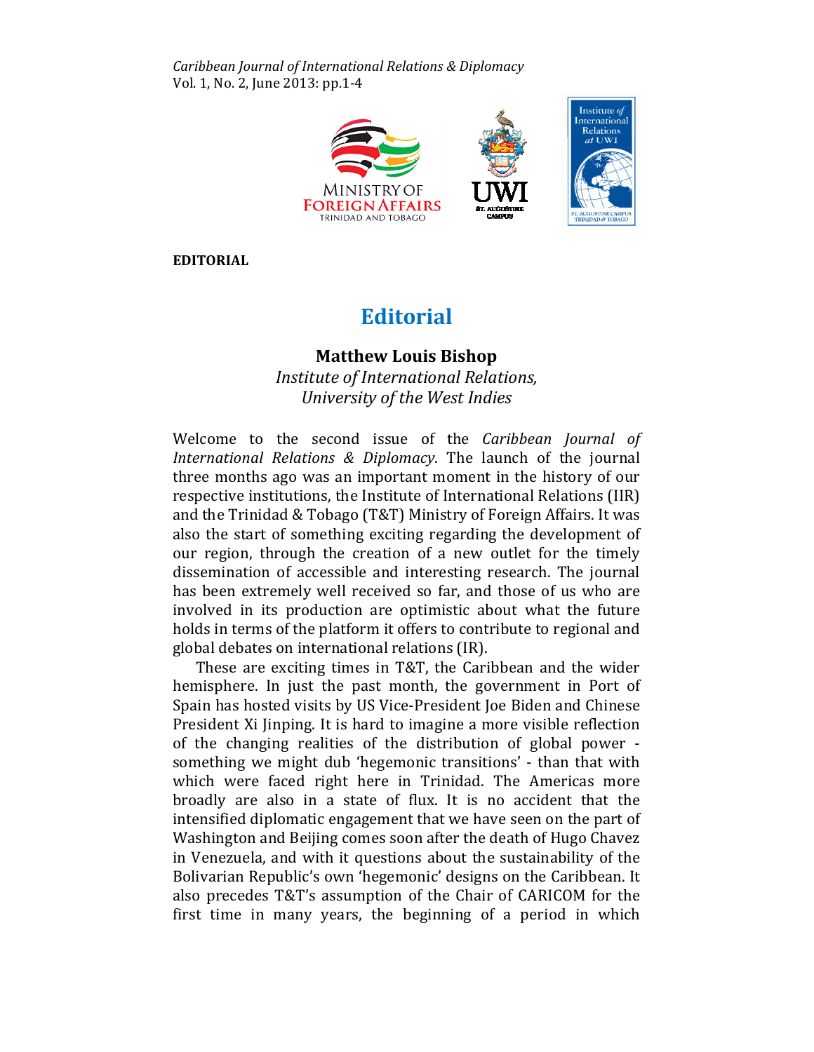EDITORIAL

# Editorial

**Matthew Louis Bishop**
*Institute of International Relations, University of the West Indies*

Welcome to the second issue of the *Caribbean Journal of International Relations & Diplomacy*. The launch of the journal three months ago was an important moment in the history of our respective institutions, the Institute of International Relations (IIR) and the Trinidad & Tobago (T&T) Ministry of Foreign Affairs. It was also the start of something exciting regarding the development of our region, through the creation of a new outlet for the timely dissemination of accessible and interesting research. The journal has been extremely well received so far, and those of us who are involved in its production are optimistic about what the future holds in terms of the platform it offers to contribute to regional and global debates on international relations (IR).

These are exciting times in T&T, the Caribbean and the wider hemisphere. In just the past month, the government in Port of Spain has hosted visits by US Vice-President Joe Biden and Chinese President Xi Jinping. It is hard to imagine a more visible reflection of the changing realities of the distribution of global power - something we might dub 'hegemonic transitions' - than that with which were faced right here in Trinidad. The Americas more broadly are also in a state of flux. It is no accident that the intensified diplomatic engagement that we have seen on the part of Washington and Beijing comes soon after the death of Hugo Chavez in Venezuela, and with it questions about the sustainability of the Bolivarian Republic's own 'hegemonic' designs on the Caribbean. It also precedes T&T's assumption of the Chair of CARICOM for the first time in many years, the beginning of a period in which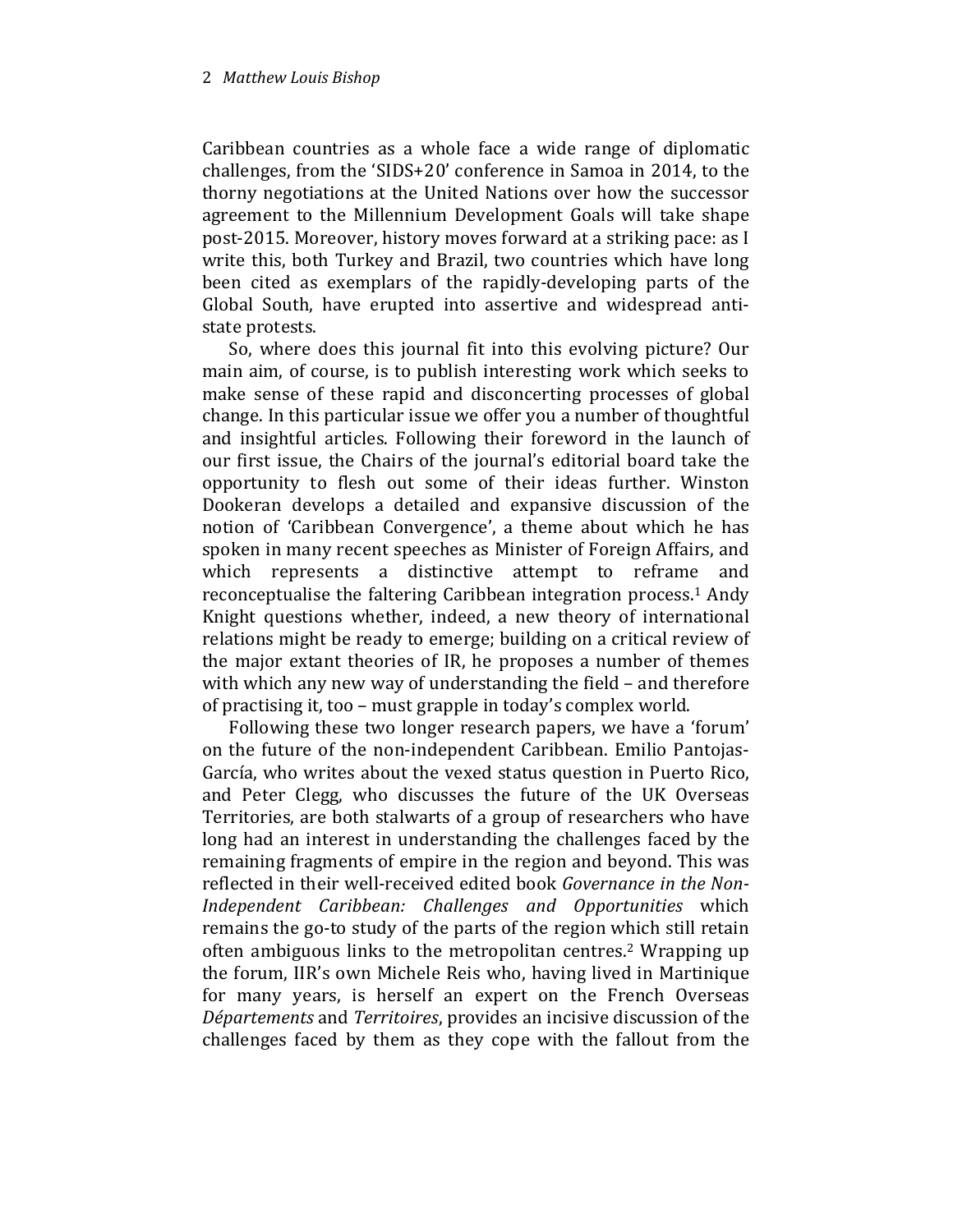Caribbean countries as a whole face a wide range of diplomatic challenges, from the 'SIDS+20' conference in Samoa in 2014, to the thorny negotiations at the United Nations over how the successor agreement to the Millennium Development Goals will take shape post-2015. Moreover, history moves forward at a striking pace: as I write this, both Turkey and Brazil, two countries which have long been cited as exemplars of the rapidly-developing parts of the Global South, have erupted into assertive and widespread anti-state protests.

So, where does this journal fit into this evolving picture? Our main aim, of course, is to publish interesting work which seeks to make sense of these rapid and disconcerting processes of global change. In this particular issue we offer you a number of thoughtful and insightful articles. Following their foreword in the launch of our first issue, the Chairs of the journal's editorial board take the opportunity to flesh out some of their ideas further. Winston Dookeran develops a detailed and expansive discussion of the notion of 'Caribbean Convergence', a theme about which he has spoken in many recent speeches as Minister of Foreign Affairs, and which represents a distinctive attempt to reframe and reconceptualise the faltering Caribbean integration process.[1] Andy Knight questions whether, indeed, a new theory of international relations might be ready to emerge; building on a critical review of the major extant theories of IR, he proposes a number of themes with which any new way of understanding the field – and therefore of practising it, too – must grapple in today's complex world.

Following these two longer research papers, we have a 'forum' on the future of the non-independent Caribbean. Emilio Pantojas-García, who writes about the vexed status question in Puerto Rico, and Peter Clegg, who discusses the future of the UK Overseas Territories, are both stalwarts of a group of researchers who have long had an interest in understanding the challenges faced by the remaining fragments of empire in the region and beyond. This was reflected in their well-received edited book *Governance in the Non-Independent Caribbean: Challenges and Opportunities* which remains the go-to study of the parts of the region which still retain often ambiguous links to the metropolitan centres.[2] Wrapping up the forum, IIR's own Michele Reis who, having lived in Martinique for many years, is herself an expert on the French Overseas *Départements* and *Territoires*, provides an incisive discussion of the challenges faced by them as they cope with the fallout from the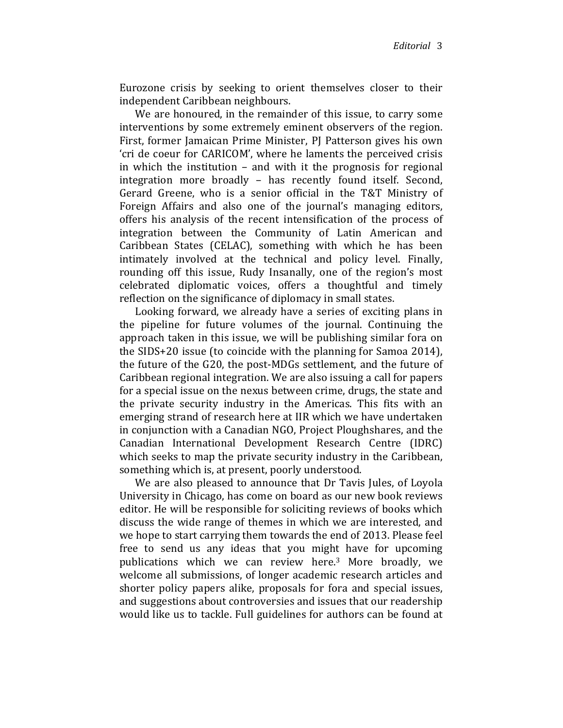Eurozone crisis by seeking to orient themselves closer to their independent Caribbean neighbours.

We are honoured, in the remainder of this issue, to carry some interventions by some extremely eminent observers of the region. First, former Jamaican Prime Minister, PJ Patterson gives his own 'cri de coeur for CARICOM', where he laments the perceived crisis in which the institution – and with it the prognosis for regional integration more broadly – has recently found itself. Second, Gerard Greene, who is a senior official in the T&T Ministry of Foreign Affairs and also one of the journal's managing editors, offers his analysis of the recent intensification of the process of integration between the Community of Latin American and Caribbean States (CELAC), something with which he has been intimately involved at the technical and policy level. Finally, rounding off this issue, Rudy Insanally, one of the region's most celebrated diplomatic voices, offers a thoughtful and timely reflection on the significance of diplomacy in small states.

Looking forward, we already have a series of exciting plans in the pipeline for future volumes of the journal. Continuing the approach taken in this issue, we will be publishing similar fora on the SIDS+20 issue (to coincide with the planning for Samoa 2014), the future of the G20, the post-MDGs settlement, and the future of Caribbean regional integration. We are also issuing a call for papers for a special issue on the nexus between crime, drugs, the state and the private security industry in the Americas. This fits with an emerging strand of research here at IIR which we have undertaken in conjunction with a Canadian NGO, Project Ploughshares, and the Canadian International Development Research Centre (IDRC) which seeks to map the private security industry in the Caribbean, something which is, at present, poorly understood.

We are also pleased to announce that Dr Tavis Jules, of Loyola University in Chicago, has come on board as our new book reviews editor. He will be responsible for soliciting reviews of books which discuss the wide range of themes in which we are interested, and we hope to start carrying them towards the end of 2013. Please feel free to send us any ideas that you might have for upcoming publications which we can review here.[3] More broadly, we welcome all submissions, of longer academic research articles and shorter policy papers alike, proposals for fora and special issues, and suggestions about controversies and issues that our readership would like us to tackle. Full guidelines for authors can be found at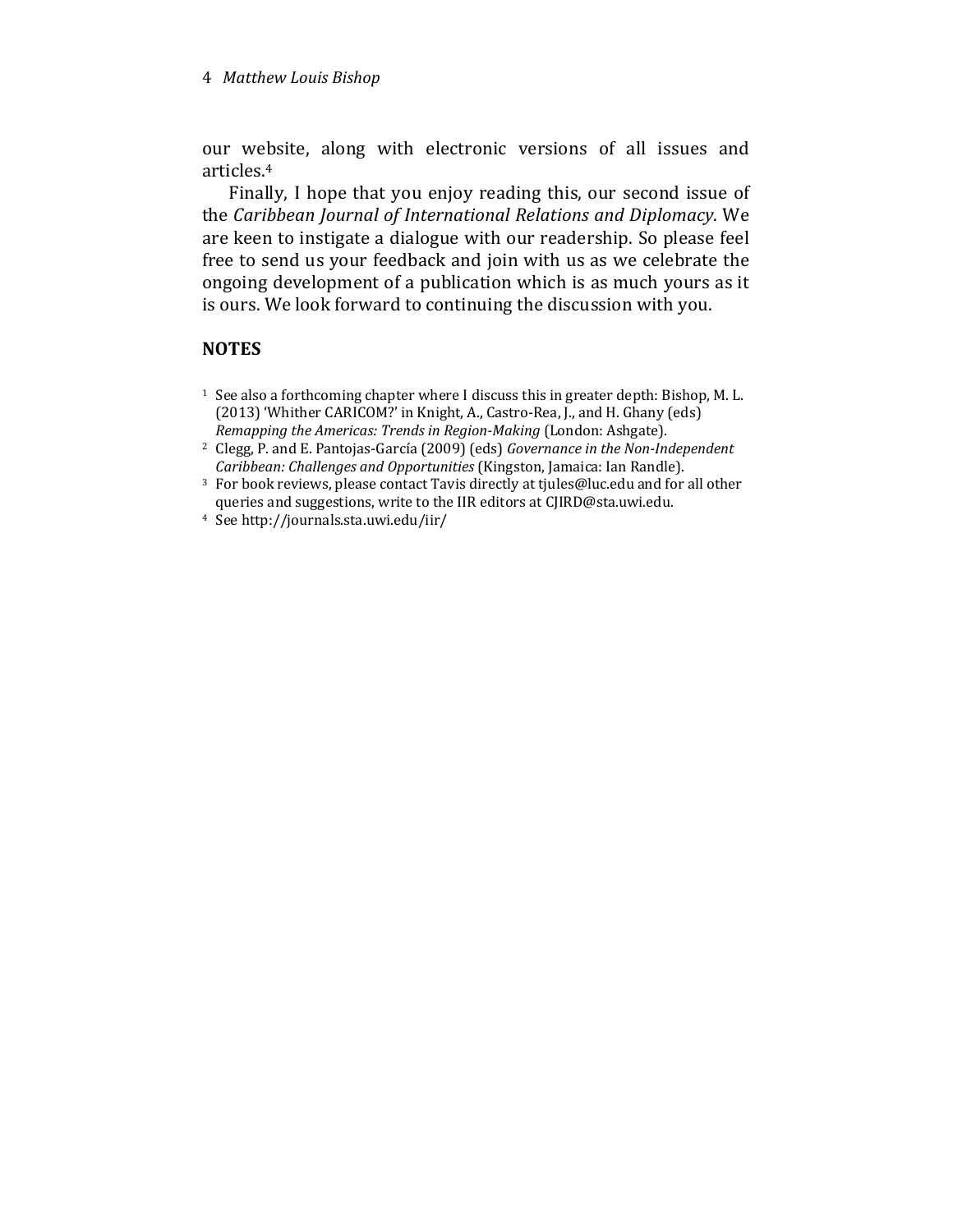our website, along with electronic versions of all issues and articles.[4]

Finally, I hope that you enjoy reading this, our second issue of the *Caribbean Journal of International Relations and Diplomacy*. We are keen to instigate a dialogue with our readership. So please feel free to send us your feedback and join with us as we celebrate the ongoing development of a publication which is as much yours as it is ours. We look forward to continuing the discussion with you.

## NOTES

1. See also a forthcoming chapter where I discuss this in greater depth: Bishop, M. L. (2013) 'Whither CARICOM?' in Knight, A., Castro-Rea, J., and H. Ghany (eds) *Remapping the Americas: Trends in Region-Making* (London: Ashgate).
2. Clegg, P. and E. Pantojas-García (2009) (eds) *Governance in the Non-Independent Caribbean: Challenges and Opportunities* (Kingston, Jamaica: Ian Randle).
3. For book reviews, please contact Tavis directly at tjules@luc.edu and for all other queries and suggestions, write to the IIR editors at CJIRD@sta.uwi.edu.
4. See http://journals.sta.uwi.edu/iir/